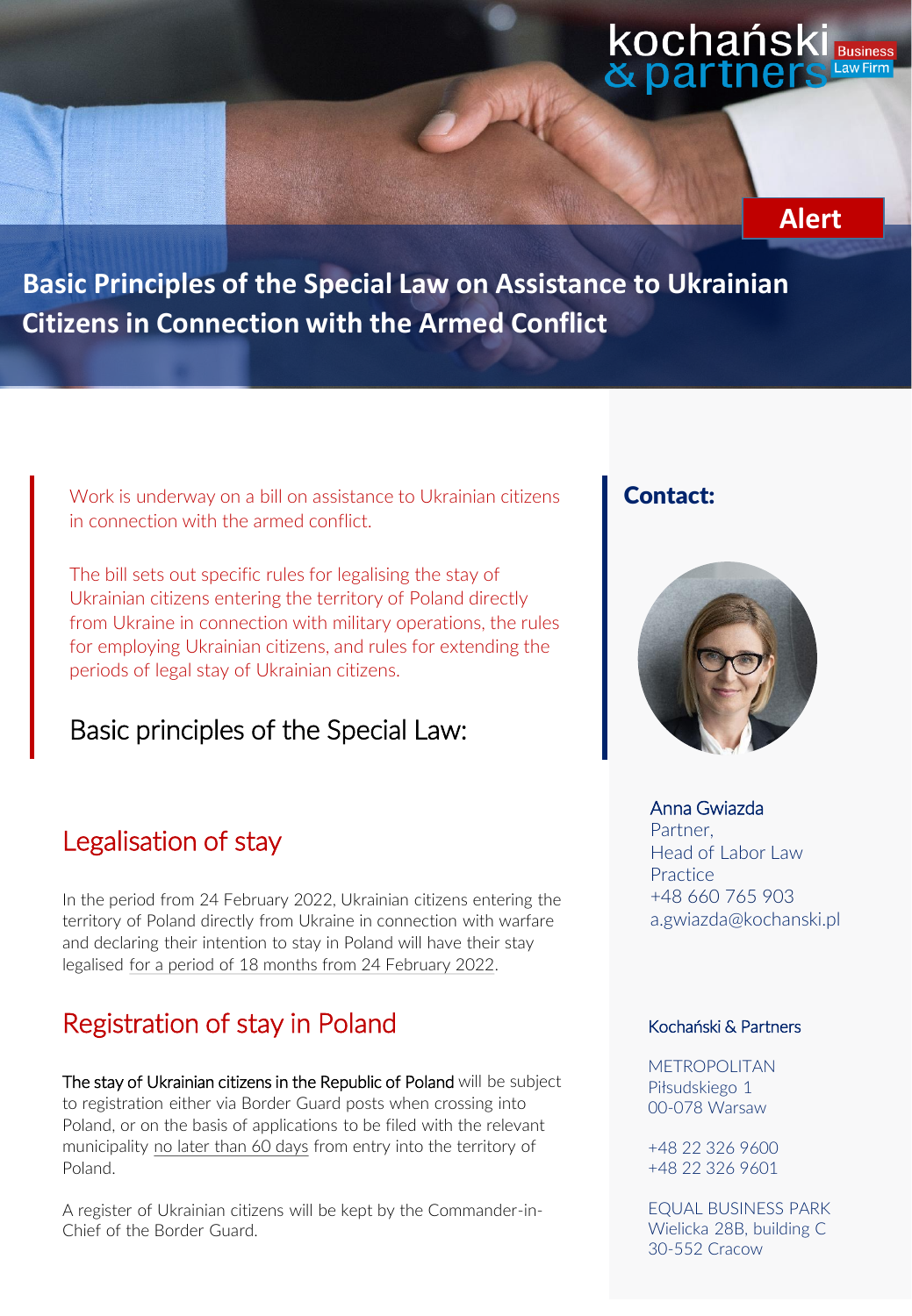kochański & partners Business Law Firm

Alert

# Basic Principles of the Special Law on Assistance to Ukrainian Citizens in Connection with the Armed Conflict

Work is underway on a bill on assistance to Ukrainian citizens in connection with the armed conflict.

The bill sets out specific rules for legalising the stay of Ukrainian citizens entering the territory of Poland directly from Ukraine in connection with military operations, the rules for employing Ukrainian citizens, and rules for extending the periods of legal stay of Ukrainian citizens.

## Basic principles of the Special Law:

### Legalisation of stay

In the period from 24 February 2022, Ukrainian citizens entering the territory of Poland directly from Ukraine in connection with warfare and declaring their intention to stay in Poland will have their stay legalised for a period of 18 months from 24 February 2022.

### Registration of stay in Poland

The stay of Ukrainian citizens in the Republic of Poland will be subject to registration either via Border Guard posts when crossing into Poland, or on the basis of applications to be filed with the relevant municipality no later than 60 days from entry into the territory of Poland.

A register of Ukrainian citizens will be kept by the Commander-in-Chief of the Border Guard.

**Contact:**

Anna Gwiazda
Partner,
Head of Labor Law Practice
+48 660 765 903
a.gwiazda@kochanski.pl

Kochański & Partners

METROPOLITAN
Piłsudskiego 1
00-078 Warsaw

+48 22 326 9600
+48 22 326 9601

EQUAL BUSINESS PARK
Wielicka 28B, building C
30-552 Cracow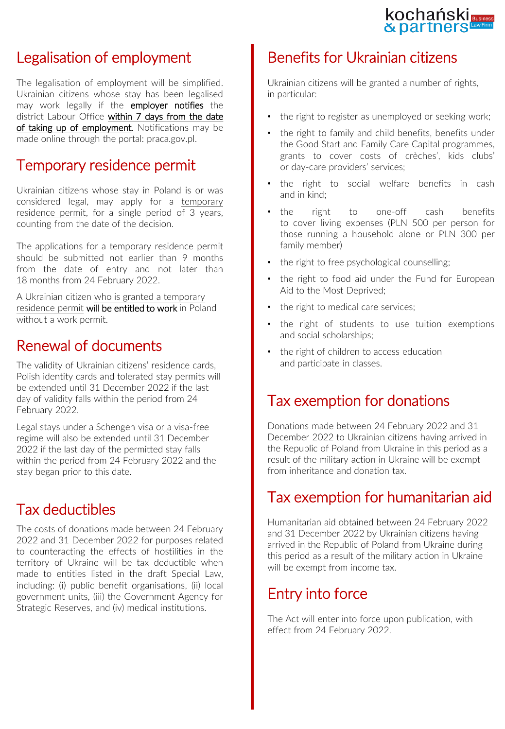## Legalisation of employment

The legalisation of employment will be simplified. Ukrainian citizens whose stay has been legalised may work legally if the employer notifies the district Labour Office within 7 days from the date of taking up of employment. Notifications may be made online through the portal: praca.gov.pl.

## Temporary residence permit

Ukrainian citizens whose stay in Poland is or was considered legal, may apply for a temporary residence permit, for a single period of 3 years, counting from the date of the decision.

The applications for a temporary residence permit should be submitted not earlier than 9 months from the date of entry and not later than 18 months from 24 February 2022.

A Ukrainian citizen who is granted a temporary residence permit will be entitled to work in Poland without a work permit.

## Renewal of documents

The validity of Ukrainian citizens' residence cards, Polish identity cards and tolerated stay permits will be extended until 31 December 2022 if the last day of validity falls within the period from 24 February 2022.

Legal stays under a Schengen visa or a visa-free regime will also be extended until 31 December 2022 if the last day of the permitted stay falls within the period from 24 February 2022 and the stay began prior to this date.

## Tax deductibles

The costs of donations made between 24 February 2022 and 31 December 2022 for purposes related to counteracting the effects of hostilities in the territory of Ukraine will be tax deductible when made to entities listed in the draft Special Law, including: (i) public benefit organisations, (ii) local government units, (iii) the Government Agency for Strategic Reserves, and (iv) medical institutions.

## Benefits for Ukrainian citizens

Ukrainian citizens will be granted a number of rights, in particular:

- the right to register as unemployed or seeking work;
- the right to family and child benefits, benefits under the Good Start and Family Care Capital programmes, grants to cover costs of crèches', kids clubs' or day-care providers' services;
- the right to social welfare benefits in cash and in kind;
- the right to one-off cash benefits to cover living expenses (PLN 500 per person for those running a household alone or PLN 300 per family member)
- the right to free psychological counselling;
- the right to food aid under the Fund for European Aid to the Most Deprived;
- the right to medical care services;
- the right of students to use tuition exemptions and social scholarships;
- the right of children to access education and participate in classes.

## Tax exemption for donations

Donations made between 24 February 2022 and 31 December 2022 to Ukrainian citizens having arrived in the Republic of Poland from Ukraine in this period as a result of the military action in Ukraine will be exempt from inheritance and donation tax.

## Tax exemption for humanitarian aid

Humanitarian aid obtained between 24 February 2022 and 31 December 2022 by Ukrainian citizens having arrived in the Republic of Poland from Ukraine during this period as a result of the military action in Ukraine will be exempt from income tax.

## Entry into force

The Act will enter into force upon publication, with effect from 24 February 2022.